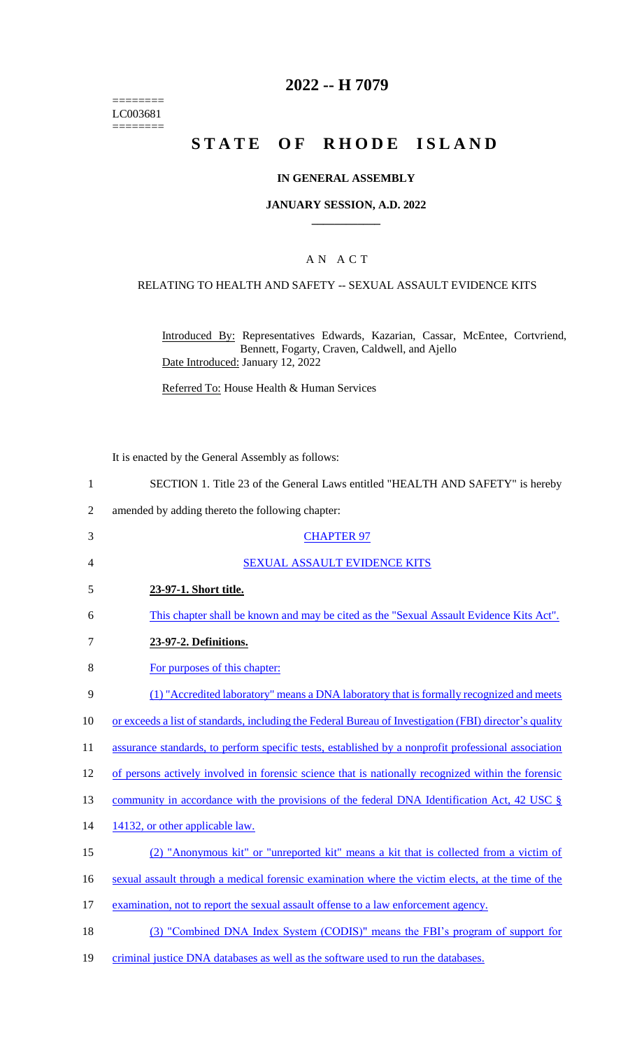========
LC003681
========

# 2022 -- H 7079

# STATE OF RHODE ISLAND

## IN GENERAL ASSEMBLY

### JANUARY SESSION, A.D. 2022

____________

## A N A C T

### RELATING TO HEALTH AND SAFETY -- SEXUAL ASSAULT EVIDENCE KITS

Introduced By: Representatives Edwards, Kazarian, Cassar, McEntee, Cortvriend, Bennett, Fogarty, Craven, Caldwell, and Ajello

Date Introduced: January 12, 2022

Referred To: House Health & Human Services

It is enacted by the General Assembly as follows:

1 SECTION 1. Title 23 of the General Laws entitled "HEALTH AND SAFETY" is hereby
2 amended by adding thereto the following chapter:

3 CHAPTER 97

4 SEXUAL ASSAULT EVIDENCE KITS

5 **23-97-1. Short title.**

6 This chapter shall be known and may be cited as the "Sexual Assault Evidence Kits Act".

7 **23-97-2. Definitions.**

8 For purposes of this chapter:

9 (1) "Accredited laboratory" means a DNA laboratory that is formally recognized and meets
10 or exceeds a list of standards, including the Federal Bureau of Investigation (FBI) director's quality
11 assurance standards, to perform specific tests, established by a nonprofit professional association
12 of persons actively involved in forensic science that is nationally recognized within the forensic
13 community in accordance with the provisions of the federal DNA Identification Act, 42 USC §
14 14132, or other applicable law.

15 (2) "Anonymous kit" or "unreported kit" means a kit that is collected from a victim of
16 sexual assault through a medical forensic examination where the victim elects, at the time of the
17 examination, not to report the sexual assault offense to a law enforcement agency.

18 (3) "Combined DNA Index System (CODIS)" means the FBI's program of support for
19 criminal justice DNA databases as well as the software used to run the databases.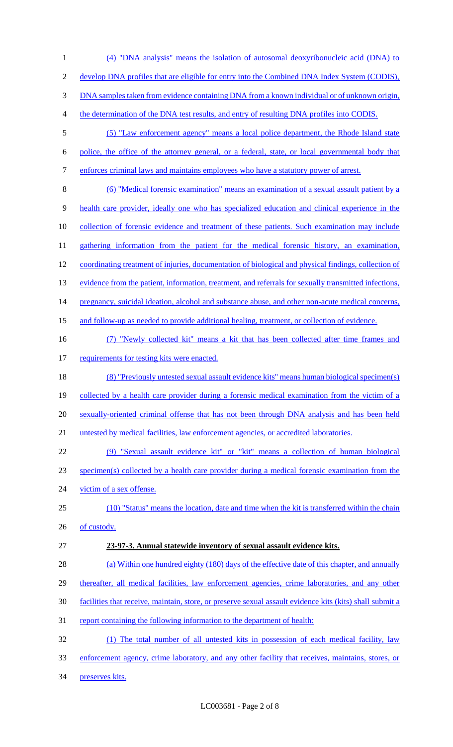(4) "DNA analysis" means the isolation of autosomal deoxyribonucleic acid (DNA) to develop DNA profiles that are eligible for entry into the Combined DNA Index System (CODIS), DNA samples taken from evidence containing DNA from a known individual or of unknown origin, the determination of the DNA test results, and entry of resulting DNA profiles into CODIS.

(5) "Law enforcement agency" means a local police department, the Rhode Island state police, the office of the attorney general, or a federal, state, or local governmental body that enforces criminal laws and maintains employees who have a statutory power of arrest.

(6) "Medical forensic examination" means an examination of a sexual assault patient by a health care provider, ideally one who has specialized education and clinical experience in the collection of forensic evidence and treatment of these patients. Such examination may include gathering information from the patient for the medical forensic history, an examination, coordinating treatment of injuries, documentation of biological and physical findings, collection of evidence from the patient, information, treatment, and referrals for sexually transmitted infections, pregnancy, suicidal ideation, alcohol and substance abuse, and other non-acute medical concerns, and follow-up as needed to provide additional healing, treatment, or collection of evidence.

(7) "Newly collected kit" means a kit that has been collected after time frames and requirements for testing kits were enacted.

(8) "Previously untested sexual assault evidence kits" means human biological specimen(s) collected by a health care provider during a forensic medical examination from the victim of a sexually-oriented criminal offense that has not been through DNA analysis and has been held untested by medical facilities, law enforcement agencies, or accredited laboratories.

(9) "Sexual assault evidence kit" or "kit" means a collection of human biological specimen(s) collected by a health care provider during a medical forensic examination from the victim of a sex offense.

(10) "Status" means the location, date and time when the kit is transferred within the chain of custody.

**23-97-3. Annual statewide inventory of sexual assault evidence kits.**

(a) Within one hundred eighty (180) days of the effective date of this chapter, and annually thereafter, all medical facilities, law enforcement agencies, crime laboratories, and any other facilities that receive, maintain, store, or preserve sexual assault evidence kits (kits) shall submit a report containing the following information to the department of health:

(1) The total number of all untested kits in possession of each medical facility, law enforcement agency, crime laboratory, and any other facility that receives, maintains, stores, or preserves kits.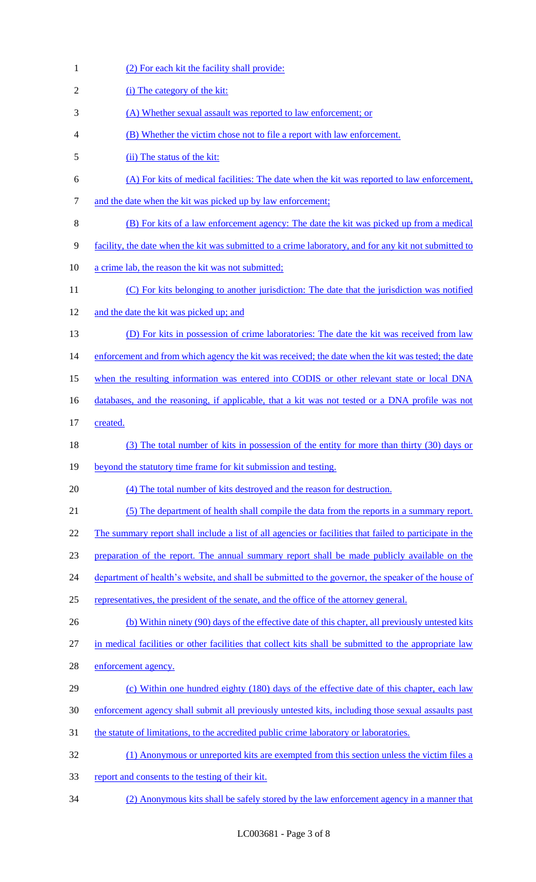(2) For each kit the facility shall provide:

(i) The category of the kit:

(A) Whether sexual assault was reported to law enforcement; or

(B) Whether the victim chose not to file a report with law enforcement.

(ii) The status of the kit:

(A) For kits of medical facilities: The date when the kit was reported to law enforcement, and the date when the kit was picked up by law enforcement;

(B) For kits of a law enforcement agency: The date the kit was picked up from a medical facility, the date when the kit was submitted to a crime laboratory, and for any kit not submitted to a crime lab, the reason the kit was not submitted;

(C) For kits belonging to another jurisdiction: The date that the jurisdiction was notified and the date the kit was picked up; and

(D) For kits in possession of crime laboratories: The date the kit was received from law enforcement and from which agency the kit was received; the date when the kit was tested; the date when the resulting information was entered into CODIS or other relevant state or local DNA databases, and the reasoning, if applicable, that a kit was not tested or a DNA profile was not created.

(3) The total number of kits in possession of the entity for more than thirty (30) days or beyond the statutory time frame for kit submission and testing.

(4) The total number of kits destroyed and the reason for destruction.

(5) The department of health shall compile the data from the reports in a summary report. The summary report shall include a list of all agencies or facilities that failed to participate in the preparation of the report. The annual summary report shall be made publicly available on the department of health's website, and shall be submitted to the governor, the speaker of the house of representatives, the president of the senate, and the office of the attorney general.

(b) Within ninety (90) days of the effective date of this chapter, all previously untested kits in medical facilities or other facilities that collect kits shall be submitted to the appropriate law enforcement agency.

(c) Within one hundred eighty (180) days of the effective date of this chapter, each law enforcement agency shall submit all previously untested kits, including those sexual assaults past the statute of limitations, to the accredited public crime laboratory or laboratories.

(1) Anonymous or unreported kits are exempted from this section unless the victim files a report and consents to the testing of their kit.

(2) Anonymous kits shall be safely stored by the law enforcement agency in a manner that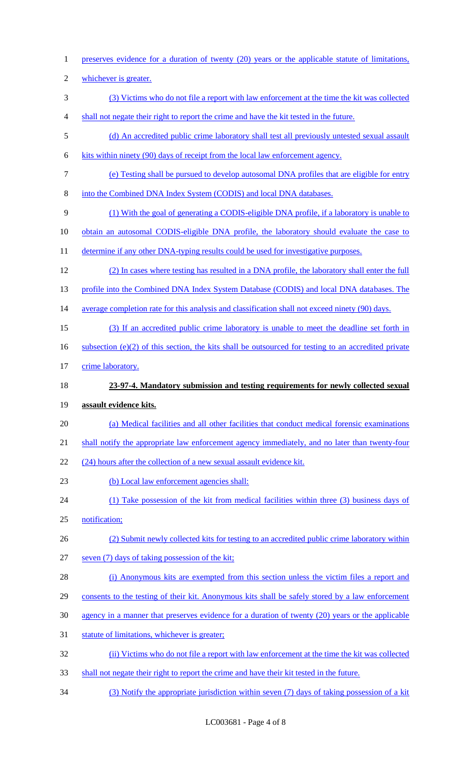preserves evidence for a duration of twenty (20) years or the applicable statute of limitations, whichever is greater.

(3) Victims who do not file a report with law enforcement at the time the kit was collected shall not negate their right to report the crime and have the kit tested in the future.

(d) An accredited public crime laboratory shall test all previously untested sexual assault kits within ninety (90) days of receipt from the local law enforcement agency.

(e) Testing shall be pursued to develop autosomal DNA profiles that are eligible for entry into the Combined DNA Index System (CODIS) and local DNA databases.

(1) With the goal of generating a CODIS-eligible DNA profile, if a laboratory is unable to obtain an autosomal CODIS-eligible DNA profile, the laboratory should evaluate the case to determine if any other DNA-typing results could be used for investigative purposes.

(2) In cases where testing has resulted in a DNA profile, the laboratory shall enter the full profile into the Combined DNA Index System Database (CODIS) and local DNA databases. The average completion rate for this analysis and classification shall not exceed ninety (90) days.

(3) If an accredited public crime laboratory is unable to meet the deadline set forth in subsection (e)(2) of this section, the kits shall be outsourced for testing to an accredited private crime laboratory.

**23-97-4. Mandatory submission and testing requirements for newly collected sexual assault evidence kits.**

(a) Medical facilities and all other facilities that conduct medical forensic examinations shall notify the appropriate law enforcement agency immediately, and no later than twenty-four (24) hours after the collection of a new sexual assault evidence kit.

(b) Local law enforcement agencies shall:

(1) Take possession of the kit from medical facilities within three (3) business days of notification;

(2) Submit newly collected kits for testing to an accredited public crime laboratory within seven (7) days of taking possession of the kit;

(i) Anonymous kits are exempted from this section unless the victim files a report and consents to the testing of their kit. Anonymous kits shall be safely stored by a law enforcement agency in a manner that preserves evidence for a duration of twenty (20) years or the applicable statute of limitations, whichever is greater;

(ii) Victims who do not file a report with law enforcement at the time the kit was collected shall not negate their right to report the crime and have their kit tested in the future.

(3) Notify the appropriate jurisdiction within seven (7) days of taking possession of a kit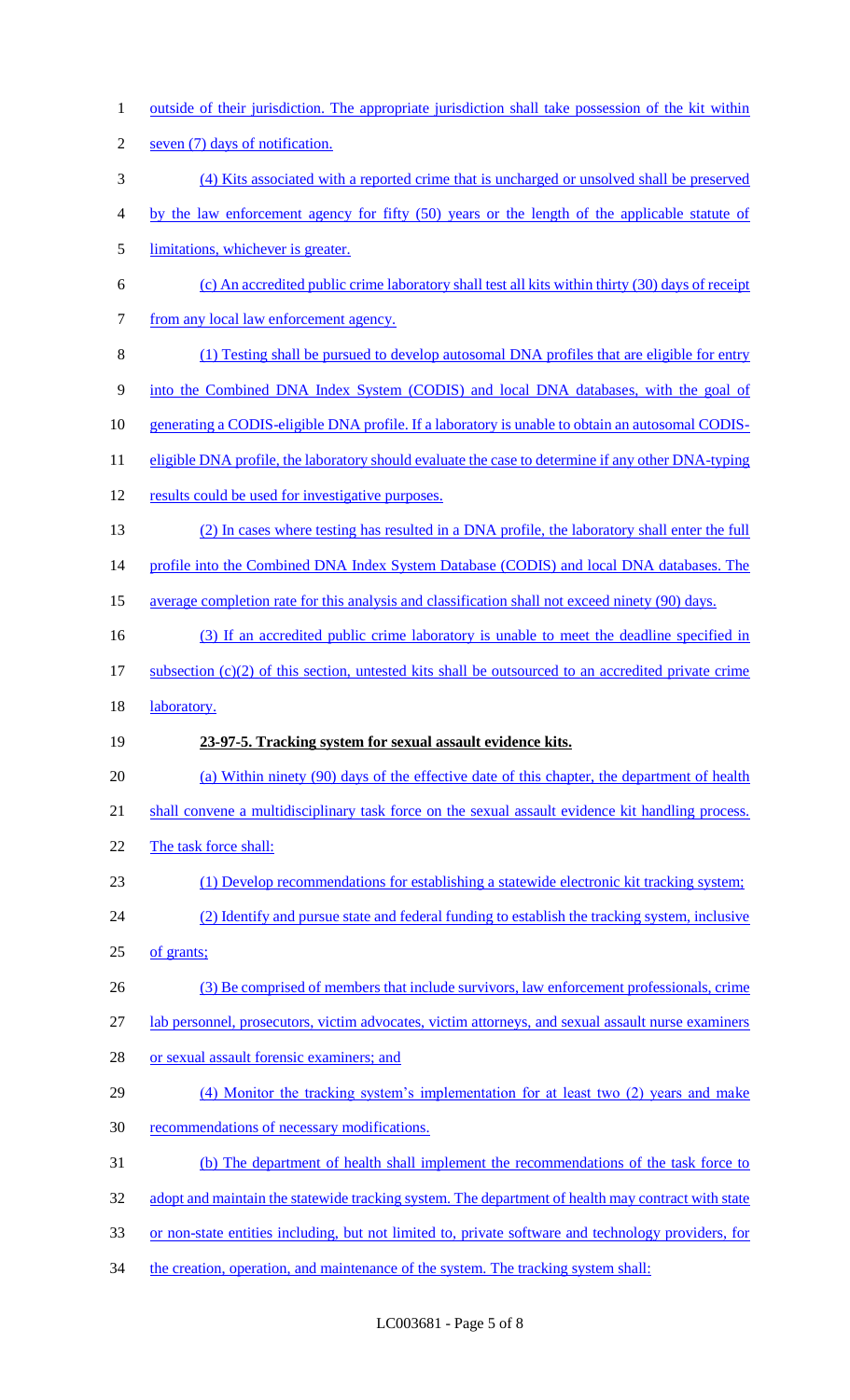outside of their jurisdiction. The appropriate jurisdiction shall take possession of the kit within seven (7) days of notification.

(4) Kits associated with a reported crime that is uncharged or unsolved shall be preserved by the law enforcement agency for fifty (50) years or the length of the applicable statute of limitations, whichever is greater.

(c) An accredited public crime laboratory shall test all kits within thirty (30) days of receipt from any local law enforcement agency.

(1) Testing shall be pursued to develop autosomal DNA profiles that are eligible for entry into the Combined DNA Index System (CODIS) and local DNA databases, with the goal of generating a CODIS-eligible DNA profile. If a laboratory is unable to obtain an autosomal CODIS-eligible DNA profile, the laboratory should evaluate the case to determine if any other DNA-typing results could be used for investigative purposes.

(2) In cases where testing has resulted in a DNA profile, the laboratory shall enter the full profile into the Combined DNA Index System Database (CODIS) and local DNA databases. The average completion rate for this analysis and classification shall not exceed ninety (90) days.

(3) If an accredited public crime laboratory is unable to meet the deadline specified in subsection (c)(2) of this section, untested kits shall be outsourced to an accredited private crime laboratory.

**23-97-5. Tracking system for sexual assault evidence kits.**

(a) Within ninety (90) days of the effective date of this chapter, the department of health shall convene a multidisciplinary task force on the sexual assault evidence kit handling process. The task force shall:

(1) Develop recommendations for establishing a statewide electronic kit tracking system;

(2) Identify and pursue state and federal funding to establish the tracking system, inclusive of grants;

(3) Be comprised of members that include survivors, law enforcement professionals, crime lab personnel, prosecutors, victim advocates, victim attorneys, and sexual assault nurse examiners or sexual assault forensic examiners; and

(4) Monitor the tracking system's implementation for at least two (2) years and make recommendations of necessary modifications.

(b) The department of health shall implement the recommendations of the task force to adopt and maintain the statewide tracking system. The department of health may contract with state or non-state entities including, but not limited to, private software and technology providers, for the creation, operation, and maintenance of the system. The tracking system shall: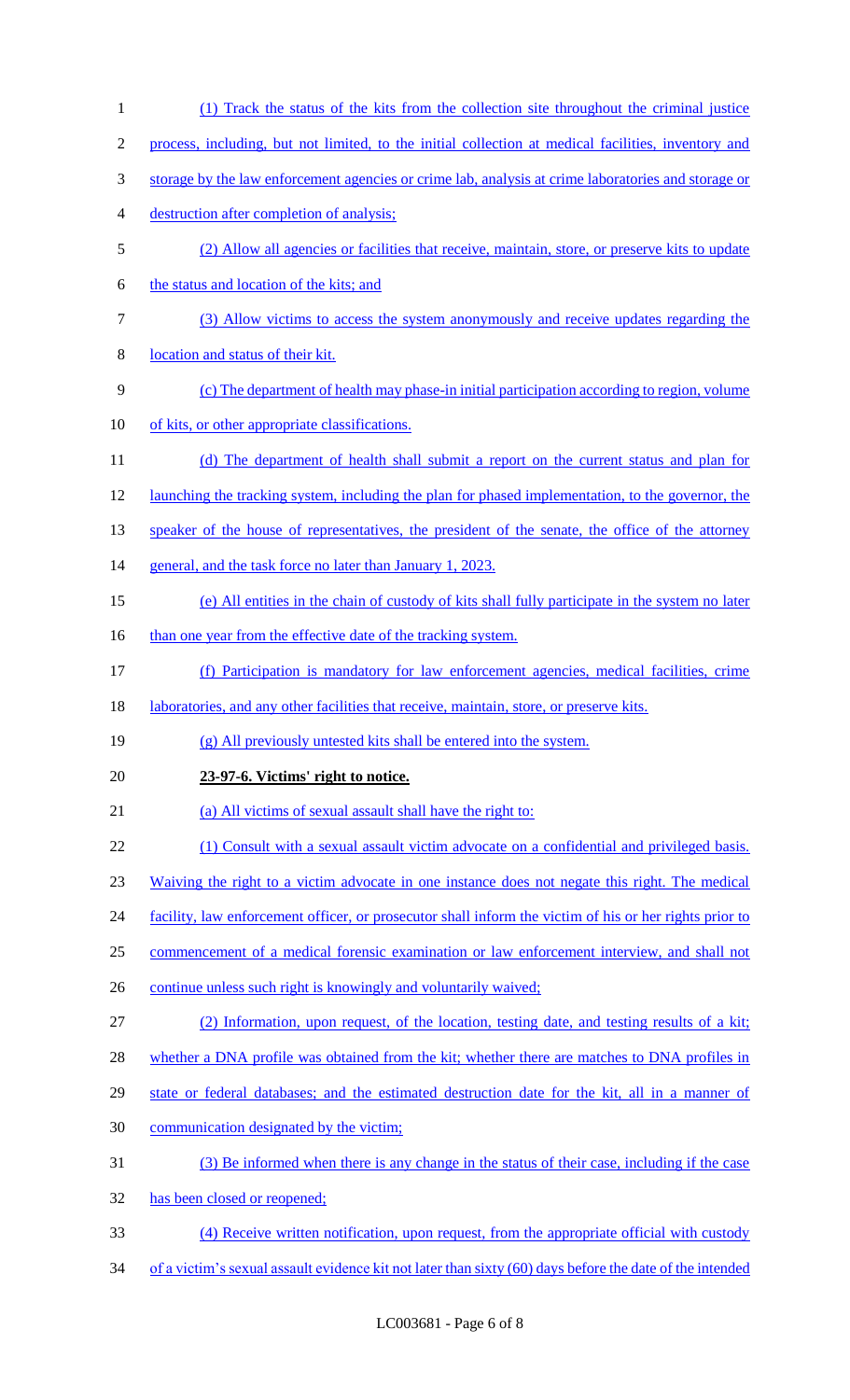(1) Track the status of the kits from the collection site throughout the criminal justice process, including, but not limited, to the initial collection at medical facilities, inventory and storage by the law enforcement agencies or crime lab, analysis at crime laboratories and storage or destruction after completion of analysis;

(2) Allow all agencies or facilities that receive, maintain, store, or preserve kits to update the status and location of the kits; and

(3) Allow victims to access the system anonymously and receive updates regarding the location and status of their kit.

(c) The department of health may phase-in initial participation according to region, volume of kits, or other appropriate classifications.

(d) The department of health shall submit a report on the current status and plan for launching the tracking system, including the plan for phased implementation, to the governor, the speaker of the house of representatives, the president of the senate, the office of the attorney general, and the task force no later than January 1, 2023.

(e) All entities in the chain of custody of kits shall fully participate in the system no later than one year from the effective date of the tracking system.

(f) Participation is mandatory for law enforcement agencies, medical facilities, crime laboratories, and any other facilities that receive, maintain, store, or preserve kits.

(g) All previously untested kits shall be entered into the system.

**23-97-6. Victims' right to notice.**

(a) All victims of sexual assault shall have the right to:

(1) Consult with a sexual assault victim advocate on a confidential and privileged basis. Waiving the right to a victim advocate in one instance does not negate this right. The medical facility, law enforcement officer, or prosecutor shall inform the victim of his or her rights prior to commencement of a medical forensic examination or law enforcement interview, and shall not continue unless such right is knowingly and voluntarily waived;

(2) Information, upon request, of the location, testing date, and testing results of a kit; whether a DNA profile was obtained from the kit; whether there are matches to DNA profiles in state or federal databases; and the estimated destruction date for the kit, all in a manner of communication designated by the victim;

(3) Be informed when there is any change in the status of their case, including if the case has been closed or reopened;

(4) Receive written notification, upon request, from the appropriate official with custody of a victim's sexual assault evidence kit not later than sixty (60) days before the date of the intended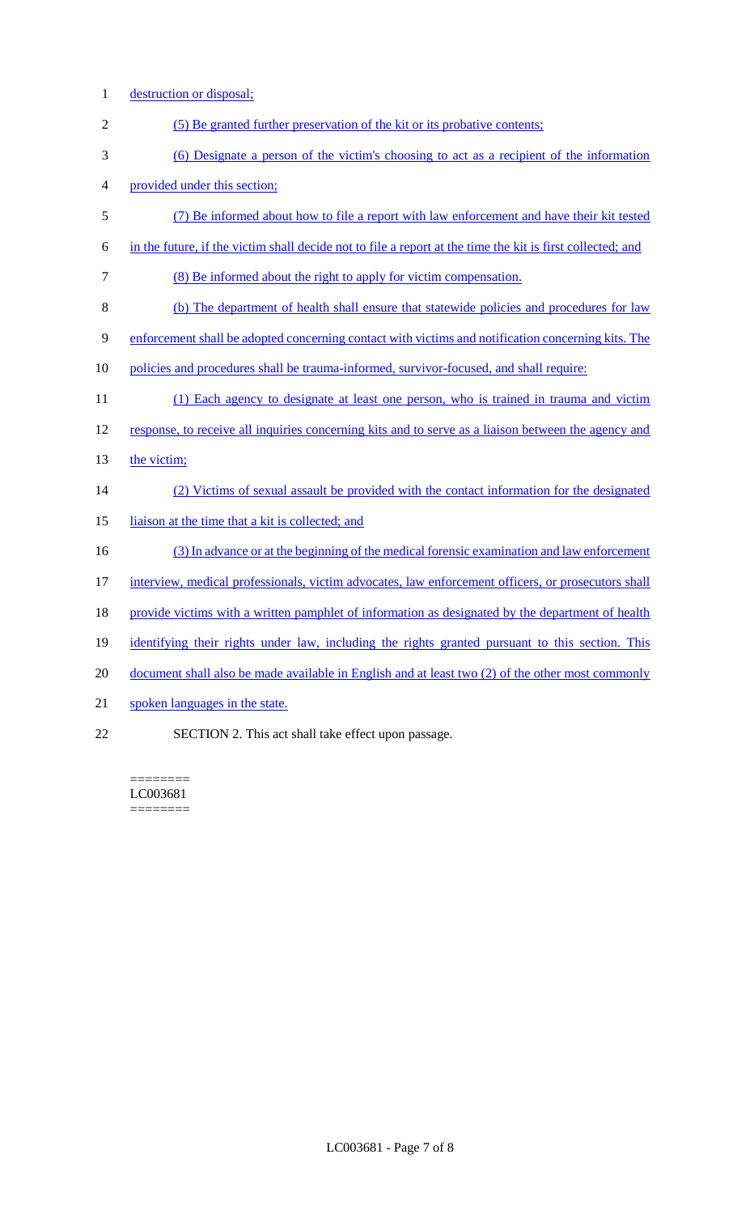destruction or disposal;

(5) Be granted further preservation of the kit or its probative contents;

(6) Designate a person of the victim's choosing to act as a recipient of the information provided under this section;

(7) Be informed about how to file a report with law enforcement and have their kit tested in the future, if the victim shall decide not to file a report at the time the kit is first collected; and

(8) Be informed about the right to apply for victim compensation.

(b) The department of health shall ensure that statewide policies and procedures for law enforcement shall be adopted concerning contact with victims and notification concerning kits. The policies and procedures shall be trauma-informed, survivor-focused, and shall require:

(1) Each agency to designate at least one person, who is trained in trauma and victim response, to receive all inquiries concerning kits and to serve as a liaison between the agency and the victim;

(2) Victims of sexual assault be provided with the contact information for the designated liaison at the time that a kit is collected; and

(3) In advance or at the beginning of the medical forensic examination and law enforcement interview, medical professionals, victim advocates, law enforcement officers, or prosecutors shall provide victims with a written pamphlet of information as designated by the department of health identifying their rights under law, including the rights granted pursuant to this section. This document shall also be made available in English and at least two (2) of the other most commonly spoken languages in the state.

SECTION 2. This act shall take effect upon passage.

========
LC003681
========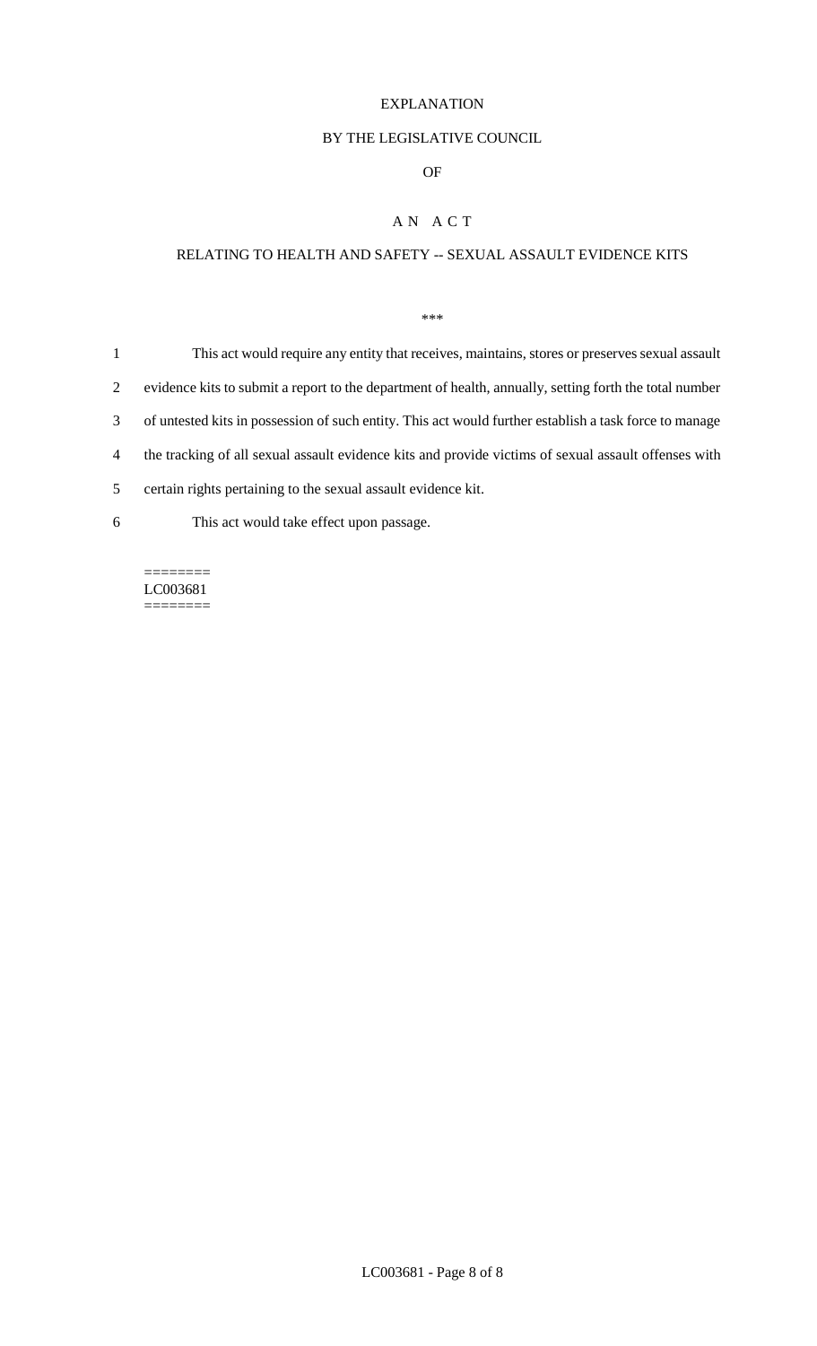EXPLANATION

BY THE LEGISLATIVE COUNCIL

OF

A N A C T

RELATING TO HEALTH AND SAFETY -- SEXUAL ASSAULT EVIDENCE KITS

***

This act would require any entity that receives, maintains, stores or preserves sexual assault evidence kits to submit a report to the department of health, annually, setting forth the total number of untested kits in possession of such entity. This act would further establish a task force to manage the tracking of all sexual assault evidence kits and provide victims of sexual assault offenses with certain rights pertaining to the sexual assault evidence kit.

This act would take effect upon passage.

========
LC003681
========